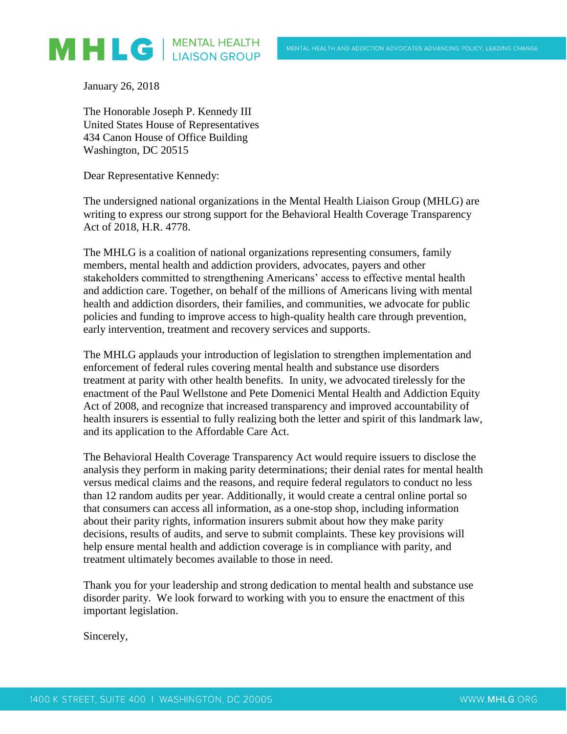# MHLG | MENTAL HEALTH LIAISON GROUP

MENTAL HEALTH AND ADDICTION ADVOCATES ADVANCING POLICY, LEADING CHANGE

January 26, 2018

The Honorable Joseph P. Kennedy III
United States House of Representatives
434 Canon House of Office Building
Washington, DC 20515

Dear Representative Kennedy:

The undersigned national organizations in the Mental Health Liaison Group (MHLG) are writing to express our strong support for the Behavioral Health Coverage Transparency Act of 2018, H.R. 4778.

The MHLG is a coalition of national organizations representing consumers, family members, mental health and addiction providers, advocates, payers and other stakeholders committed to strengthening Americans' access to effective mental health and addiction care. Together, on behalf of the millions of Americans living with mental health and addiction disorders, their families, and communities, we advocate for public policies and funding to improve access to high-quality health care through prevention, early intervention, treatment and recovery services and supports.

The MHLG applauds your introduction of legislation to strengthen implementation and enforcement of federal rules covering mental health and substance use disorders treatment at parity with other health benefits. In unity, we advocated tirelessly for the enactment of the Paul Wellstone and Pete Domenici Mental Health and Addiction Equity Act of 2008, and recognize that increased transparency and improved accountability of health insurers is essential to fully realizing both the letter and spirit of this landmark law, and its application to the Affordable Care Act.

The Behavioral Health Coverage Transparency Act would require issuers to disclose the analysis they perform in making parity determinations; their denial rates for mental health versus medical claims and the reasons, and require federal regulators to conduct no less than 12 random audits per year. Additionally, it would create a central online portal so that consumers can access all information, as a one-stop shop, including information about their parity rights, information insurers submit about how they make parity decisions, results of audits, and serve to submit complaints. These key provisions will help ensure mental health and addiction coverage is in compliance with parity, and treatment ultimately becomes available to those in need.

Thank you for your leadership and strong dedication to mental health and substance use disorder parity. We look forward to working with you to ensure the enactment of this important legislation.

Sincerely,

1400 K STREET, SUITE 400 | WASHINGTON, DC 20005 WWW.MHLG.ORG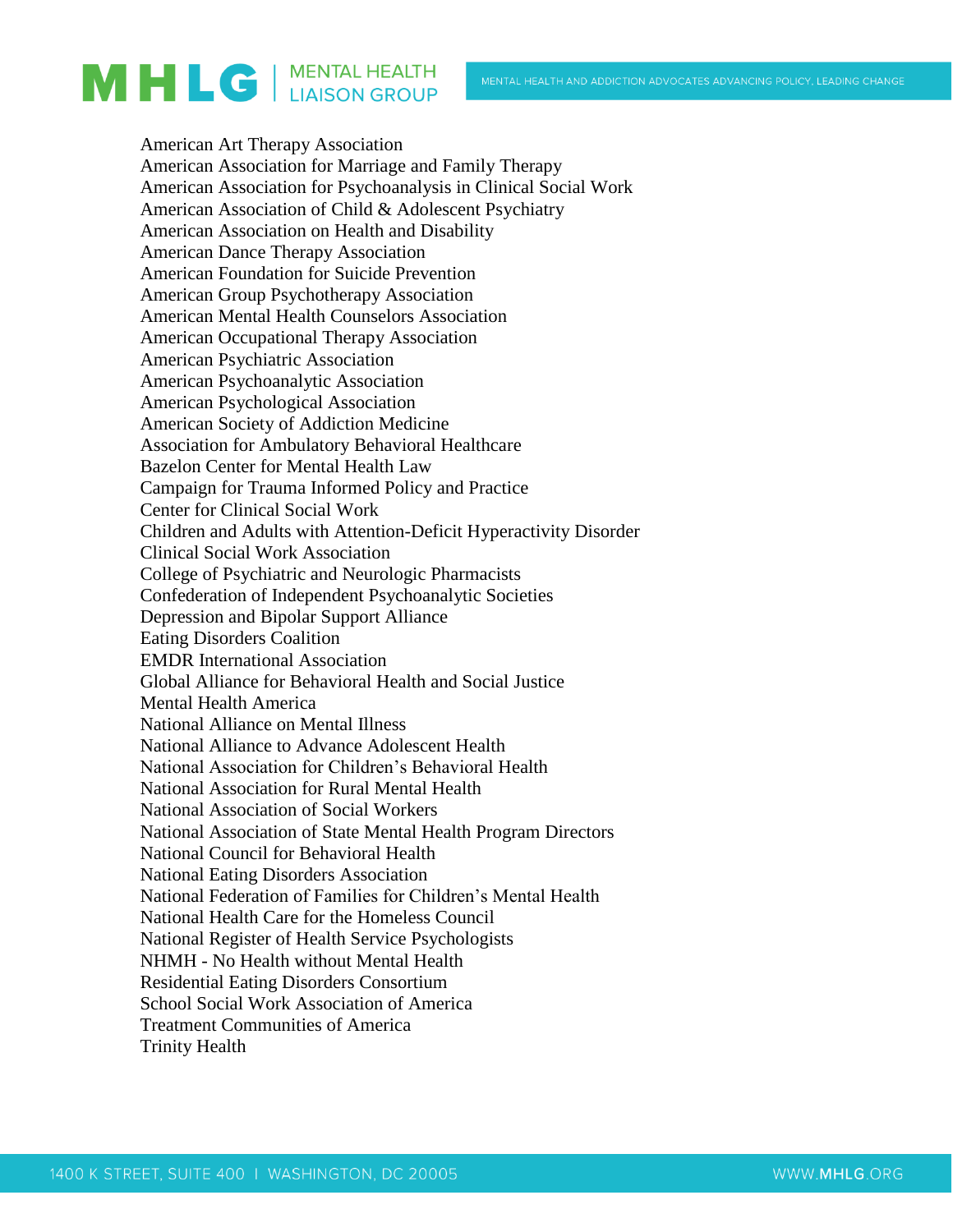American Art Therapy Association
American Association for Marriage and Family Therapy
American Association for Psychoanalysis in Clinical Social Work
American Association of Child & Adolescent Psychiatry
American Association on Health and Disability
American Dance Therapy Association
American Foundation for Suicide Prevention
American Group Psychotherapy Association
American Mental Health Counselors Association
American Occupational Therapy Association
American Psychiatric Association
American Psychoanalytic Association
American Psychological Association
American Society of Addiction Medicine
Association for Ambulatory Behavioral Healthcare
Bazelon Center for Mental Health Law
Campaign for Trauma Informed Policy and Practice
Center for Clinical Social Work
Children and Adults with Attention-Deficit Hyperactivity Disorder
Clinical Social Work Association
College of Psychiatric and Neurologic Pharmacists
Confederation of Independent Psychoanalytic Societies
Depression and Bipolar Support Alliance
Eating Disorders Coalition
EMDR International Association
Global Alliance for Behavioral Health and Social Justice
Mental Health America
National Alliance on Mental Illness
National Alliance to Advance Adolescent Health
National Association for Children's Behavioral Health
National Association for Rural Mental Health
National Association of Social Workers
National Association of State Mental Health Program Directors
National Council for Behavioral Health
National Eating Disorders Association
National Federation of Families for Children's Mental Health
National Health Care for the Homeless Council
National Register of Health Service Psychologists
NHMH - No Health without Mental Health
Residential Eating Disorders Consortium
School Social Work Association of America
Treatment Communities of America
Trinity Health